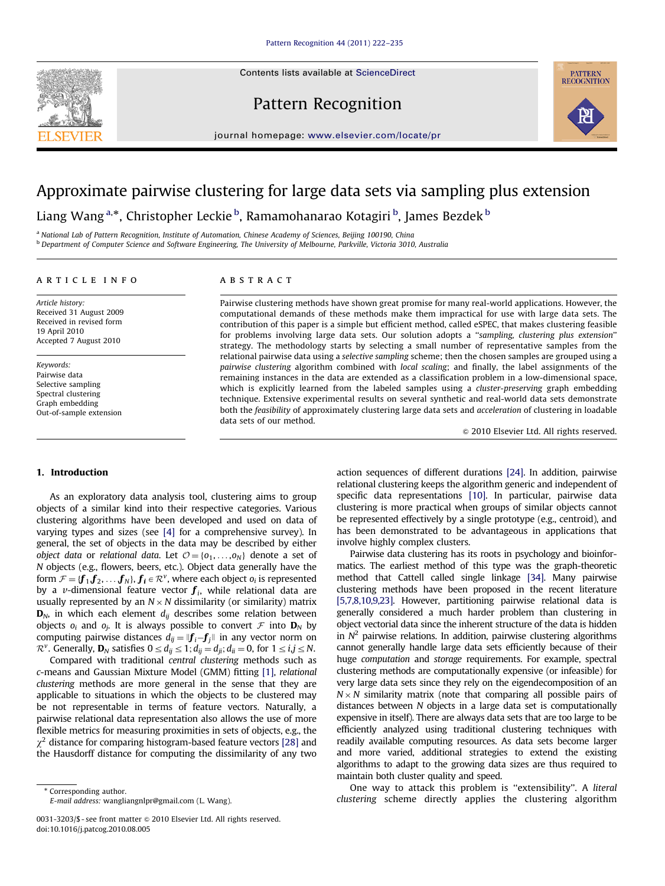# Approximate pairwise clustering for large data sets via sampling plus extension

Liang Wang [a,*], Christopher Leckie [b], Ramamohanarao Kotagiri [b], James Bezdek [b]

[a] National Lab of Pattern Recognition, Institute of Automation, Chinese Academy of Sciences, Beijing 100190, China

[b] Department of Computer Science and Software Engineering, The University of Melbourne, Parkville, Victoria 3010, Australia

## ARTICLE INFO

*Article history:*
Received 31 August 2009
Received in revised form 19 April 2010
Accepted 7 August 2010

*Keywords:*
Pairwise data
Selective sampling
Spectral clustering
Graph embedding
Out-of-sample extension

## ABSTRACT

Pairwise clustering methods have shown great promise for many real-world applications. However, the computational demands of these methods make them impractical for use with large data sets. The contribution of this paper is a simple but efficient method, called eSPEC, that makes clustering feasible for problems involving large data sets. Our solution adopts a "*sampling, clustering plus extension*" strategy. The methodology starts by selecting a small number of representative samples from the relational pairwise data using a *selective sampling* scheme; then the chosen samples are grouped using a *pairwise clustering* algorithm combined with *local scaling*; and finally, the label assignments of the remaining instances in the data are extended as a classification problem in a low-dimensional space, which is explicitly learned from the labeled samples using a *cluster-preserving* graph embedding technique. Extensive experimental results on several synthetic and real-world data sets demonstrate both the *feasibility* of approximately clustering large data sets and *acceleration* of clustering in loadable data sets of our method.

© 2010 Elsevier Ltd. All rights reserved.

## 1. Introduction

As an exploratory data analysis tool, clustering aims to group objects of a similar kind into their respective categories. Various clustering algorithms have been developed and used on data of varying types and sizes (see [4] for a comprehensive survey). In general, the set of objects in the data may be described by either *object data* or *relational data*. Let $\mathcal{O} = \{o_1, \ldots, o_N\}$ denote a set of $N$ objects (e.g., flowers, beers, etc.). Object data generally have the form $\mathcal{F} = \{\boldsymbol{f}_1, \boldsymbol{f}_2, \ldots \boldsymbol{f}_N\}$, $\boldsymbol{f}_i \in \mathcal{R}^v$, where each object $o_i$ is represented by a $v$-dimensional feature vector $\boldsymbol{f}_i$, while relational data are usually represented by an $N \times N$ dissimilarity (or similarity) matrix $\mathbf{D}_N$, in which each element $d_{ij}$ describes some relation between objects $o_i$ and $o_j$. It is always possible to convert $\mathcal{F}$ into $\mathbf{D}_N$ by computing pairwise distances $d_{ij} = \|\boldsymbol{f}_i - \boldsymbol{f}_j\|$ in any vector norm on $\mathcal{R}^v$. Generally, $\mathbf{D}_N$ satisfies $0 \le d_{ij} \le 1$; $d_{ij} = d_{ji}$; $d_{ii} = 0$, for $1 \le i,j \le N$.

Compared with traditional *central clustering* methods such as $c$-means and Gaussian Mixture Model (GMM) fitting [1], *relational clustering* methods are more general in the sense that they are applicable to situations in which the objects to be clustered may be not representable in terms of feature vectors. Naturally, a pairwise relational data representation also allows the use of more flexible metrics for measuring proximities in sets of objects, e.g., the $\chi^2$ distance for comparing histogram-based feature vectors [28] and the Hausdorff distance for computing the dissimilarity of any two action sequences of different durations [24]. In addition, pairwise relational clustering keeps the algorithm generic and independent of specific data representations [10]. In particular, pairwise data clustering is more practical when groups of similar objects cannot be represented effectively by a single prototype (e.g., centroid), and has been demonstrated to be advantageous in applications that involve highly complex clusters.

Pairwise data clustering has its roots in psychology and bioinformatics. The earliest method of this type was the graph-theoretic method that Cattell called single linkage [34]. Many pairwise clustering methods have been proposed in the recent literature [5,7,8,10,9,23]. However, partitioning pairwise relational data is generally considered a much harder problem than clustering in object vectorial data since the inherent structure of the data is hidden in $N^2$ pairwise relations. In addition, pairwise clustering algorithms cannot generally handle large data sets efficiently because of their huge *computation* and *storage* requirements. For example, spectral clustering methods are computationally expensive (or infeasible) for very large data sets since they rely on the eigendecomposition of an $N \times N$ similarity matrix (note that comparing all possible pairs of distances between $N$ objects in a large data set is computationally expensive in itself). There are always data sets that are too large to be efficiently analyzed using traditional clustering techniques with readily available computing resources. As data sets become larger and more varied, additional strategies to extend the existing algorithms to adapt to the growing data sizes are thus required to maintain both cluster quality and speed.

One way to attack this problem is "extensibility". A *literal clustering* scheme directly applies the clustering algorithm

---

* Corresponding author.
E-mail address: wangliangnlpr@gmail.com (L. Wang).

0031-3203/$ - see front matter © 2010 Elsevier Ltd. All rights reserved.
doi:10.1016/j.patcog.2010.08.005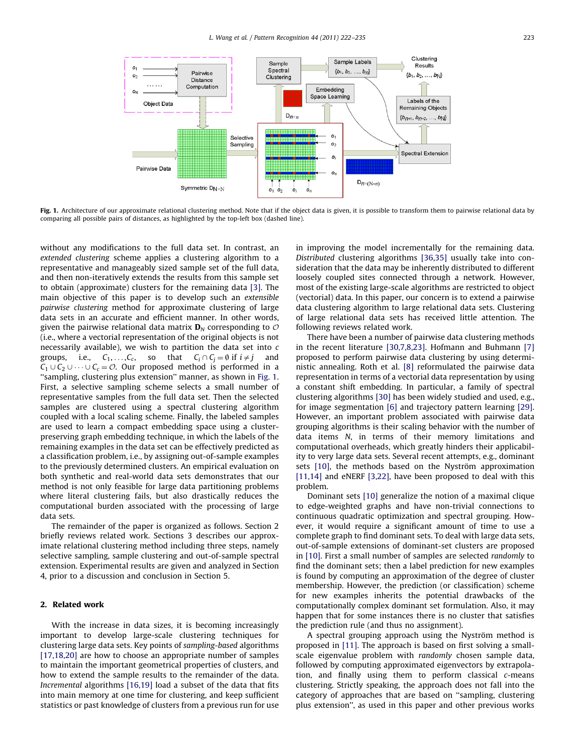Fig. 1. Architecture of our approximate relational clustering method. Note that if the object data is given, it is possible to transform them to pairwise relational data by comparing all possible pairs of distances, as highlighted by the top-left box (dashed line).

without any modifications to the full data set. In contrast, an *extended clustering* scheme applies a clustering algorithm to a representative and manageably sized sample set of the full data, and then non-iteratively extends the results from this sample set to obtain (approximate) clusters for the remaining data [3]. The main objective of this paper is to develop such an *extensible pairwise clustering* method for approximate clustering of large data sets in an accurate and efficient manner. In other words, given the pairwise relational data matrix $\mathbf{D}_N$ corresponding to $\mathcal{O}$ (i.e., where a vectorial representation of the original objects is not necessarily available), we wish to partition the data set into $c$ groups, i.e., $C_1,\ldots,C_c$, so that $C_i \cap C_j = \emptyset$ if $i \neq j$ and $C_1 \cup C_2 \cup \cdots \cup C_c = \mathcal{O}$. Our proposed method is performed in a "sampling, clustering plus extension" manner, as shown in Fig. 1. First, a selective sampling scheme selects a small number of representative samples from the full data set. Then the selected samples are clustered using a spectral clustering algorithm coupled with a local scaling scheme. Finally, the labeled samples are used to learn a compact embedding space using a cluster-preserving graph embedding technique, in which the labels of the remaining examples in the data set can be effectively predicted as a classification problem, i.e., by assigning out-of-sample examples to the previously determined clusters. An empirical evaluation on both synthetic and real-world data sets demonstrates that our method is not only feasible for large data partitioning problems where literal clustering fails, but also drastically reduces the computational burden associated with the processing of large data sets.

The remainder of the paper is organized as follows. Section 2 briefly reviews related work. Sections 3 describes our approximate relational clustering method including three steps, namely selective sampling, sample clustering and out-of-sample spectral extension. Experimental results are given and analyzed in Section 4, prior to a discussion and conclusion in Section 5.

## 2. Related work

With the increase in data sizes, it is becoming increasingly important to develop large-scale clustering techniques for clustering large data sets. Key points of *sampling-based* algorithms [17,18,20] are how to choose an appropriate number of samples to maintain the important geometrical properties of clusters, and how to extend the sample results to the remainder of the data. *Incremental* algorithms [16,19] load a subset of the data that fits into main memory at one time for clustering, and keep sufficient statistics or past knowledge of clusters from a previous run for use in improving the model incrementally for the remaining data. *Distributed* clustering algorithms [36,35] usually take into consideration that the data may be inherently distributed to different loosely coupled sites connected through a network. However, most of the existing large-scale algorithms are restricted to object (vectorial) data. In this paper, our concern is to extend a pairwise data clustering algorithm to large relational data sets. Clustering of large relational data sets has received little attention. The following reviews related work.

There have been a number of pairwise data clustering methods in the recent literature [30,7,8,23]. Hofmann and Buhmann [7] proposed to perform pairwise data clustering by using deterministic annealing. Roth et al. [8] reformulated the pairwise data representation in terms of a vectorial data representation by using a constant shift embedding. In particular, a family of spectral clustering algorithms [30] has been widely studied and used, e.g., for image segmentation [6] and trajectory pattern learning [29]. However, an important problem associated with pairwise data grouping algorithms is their scaling behavior with the number of data items $N$, in terms of their memory limitations and computational overheads, which greatly hinders their applicability to very large data sets. Several recent attempts, e.g., dominant sets [10], the methods based on the Nyström approximation [11,14] and eNERF [3,22], have been proposed to deal with this problem.

Dominant sets [10] generalize the notion of a maximal clique to edge-weighted graphs and have non-trivial connections to continuous quadratic optimization and spectral grouping. However, it would require a significant amount of time to use a complete graph to find dominant sets. To deal with large data sets, out-of-sample extensions of dominant-set clusters are proposed in [10]. First a small number of samples are selected *randomly* to find the dominant sets; then a label prediction for new examples is found by computing an approximation of the degree of cluster membership. However, the prediction (or classification) scheme for new examples inherits the potential drawbacks of the computationally complex dominant set formulation. Also, it may happen that for some instances there is no cluster that satisfies the prediction rule (and thus no assignment).

A spectral grouping approach using the Nyström method is proposed in [11]. The approach is based on first solving a small-scale eigenvalue problem with *randomly* chosen sample data, followed by computing approximated eigenvectors by extrapolation, and finally using them to perform classical $c$-means clustering. Strictly speaking, the approach does not fall into the category of approaches that are based on "sampling, clustering plus extension", as used in this paper and other previous works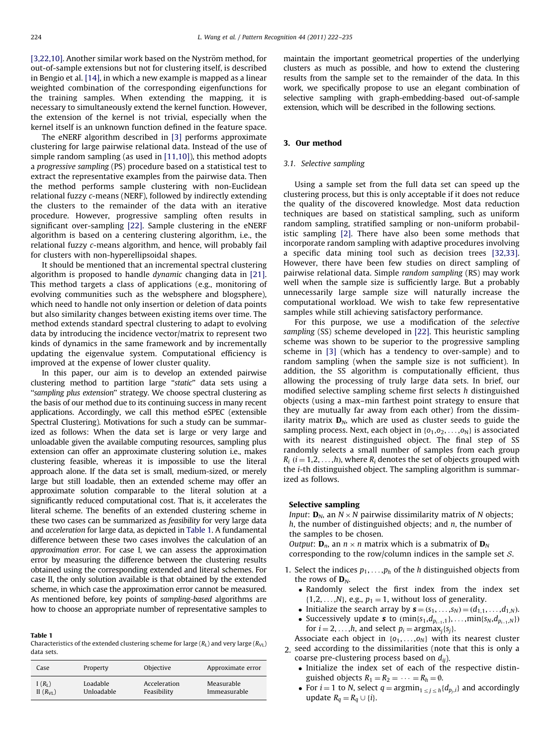[3,22,10]. Another similar work based on the Nyström method, for out-of-sample extensions but not for clustering itself, is described in Bengio et al. [14], in which a new example is mapped as a linear weighted combination of the corresponding eigenfunctions for the training samples. When extending the mapping, it is necessary to simultaneously extend the kernel function. However, the extension of the kernel is not trivial, especially when the kernel itself is an unknown function defined in the feature space.

The eNERF algorithm described in [3] performs approximate clustering for large pairwise relational data. Instead of the use of simple random sampling (as used in [11,10]), this method adopts a *progressive sampling* (PS) procedure based on a statistical test to extract the representative examples from the pairwise data. Then the method performs sample clustering with non-Euclidean relational fuzzy *c*-means (NERF), followed by indirectly extending the clusters to the remainder of the data with an iterative procedure. However, progressive sampling often results in significant over-sampling [22]. Sample clustering in the eNERF algorithm is based on a centering clustering algorithm, i.e., the relational fuzzy *c*-means algorithm, and hence, will probably fail for clusters with non-hyperellipsoidal shapes.

It should be mentioned that an incremental spectral clustering algorithm is proposed to handle *dynamic* changing data in [21]. This method targets a class of applications (e.g., monitoring of evolving communities such as the websphere and blogsphere), which need to handle not only insertion or deletion of data points but also similarity changes between existing items over time. The method extends standard spectral clustering to adapt to evolving data by introducing the incidence vector/matrix to represent two kinds of dynamics in the same framework and by incrementally updating the eigenvalue system. Computational efficiency is improved at the expense of lower cluster quality.

In this paper, our aim is to develop an extended pairwise clustering method to partition large "*static*" data sets using a "*sampling plus extension*" strategy. We choose spectral clustering as the basis of our method due to its continuing success in many recent applications. Accordingly, we call this method eSPEC (extensible Spectral Clustering). Motivations for such a study can be summarized as follows: When the data set is large or very large and unloadable given the available computing resources, sampling plus extension can offer an approximate clustering solution i.e., makes clustering feasible, whereas it is impossible to use the literal approach alone. If the data set is small, medium-sized, or merely large but still loadable, then an extended scheme may offer an approximate solution comparable to the literal solution at a significantly reduced computational cost. That is, it accelerates the literal scheme. The benefits of an extended clustering scheme in these two cases can be summarized as *feasibility* for very large data and *acceleration* for large data, as depicted in Table 1. A fundamental difference between these two cases involves the calculation of an *approximation error*. For case I, we can assess the approximation error by measuring the difference between the clustering results obtained using the corresponding extended and literal schemes. For case II, the only solution available is that obtained by the extended scheme, in which case the approximation error cannot be measured. As mentioned before, key points of *sampling-based* algorithms are how to choose an appropriate number of representative samples to maintain the important geometrical properties of the underlying clusters as much as possible, and how to extend the clustering results from the sample set to the remainder of the data. In this work, we specifically propose to use an elegant combination of selective sampling with graph-embedding-based out-of-sample extension, which will be described in the following sections.

**Table 1**
Characteristics of the extended clustering scheme for large ($R_L$) and very large ($R_{VL}$) data sets.

| Case | Property | Objective | Approximate error |
|---|---|---|---|
| I ($R_L$) | Loadable | Acceleration | Measurable |
| II ($R_{VL}$) | Unloadable | Feasibility | Immeasurable |

## 3. Our method

### 3.1. Selective sampling

Using a sample set from the full data set can speed up the clustering process, but this is only acceptable if it does not reduce the quality of the discovered knowledge. Most data reduction techniques are based on statistical sampling, such as uniform random sampling, stratified sampling or non-uniform probabilistic sampling [2]. There have also been some methods that incorporate random sampling with adaptive procedures involving a specific data mining tool such as decision trees [32,33]. However, there have been few studies on direct sampling of pairwise relational data. Simple *random sampling* (RS) may work well when the sample size is sufficiently large. But a probably unnecessarily large sample size will naturally increase the computational workload. We wish to take few representative samples while still achieving satisfactory performance.

For this purpose, we use a modification of the *selective sampling* (SS) scheme developed in [22]. This heuristic sampling scheme was shown to be superior to the progressive sampling scheme in [3] (which has a tendency to over-sample) and to random sampling (when the sample size is not sufficient). In addition, the SS algorithm is computationally efficient, thus allowing the processing of truly large data sets. In brief, our modified selective sampling scheme first selects $h$ distinguished objects (using a max–min farthest point strategy to ensure that they are mutually far away from each other) from the dissimilarity matrix $\mathbf{D}_N$, which are used as cluster seeds to guide the sampling process. Next, each object in $\{o_1, o_2, \ldots, o_N\}$ is associated with its nearest distinguished object. The final step of SS randomly selects a small number of samples from each group $R_i$ $(i = 1, 2, \ldots, h)$, where $R_i$ denotes the set of objects grouped with the $i$-th distinguished object. The sampling algorithm is summarized as follows.

**Selective sampling**

*Input*: $\mathbf{D}_N$, an $N \times N$ pairwise dissimilarity matrix of $N$ objects; $h$, the number of distinguished objects; and $n$, the number of the samples to be chosen.
*Output*: $\mathbf{D}_n$, an $n \times n$ matrix which is a submatrix of $\mathbf{D}_N$ corresponding to the row/column indices in the sample set $\mathcal{S}$.

1. Select the indices $p_1, \ldots, p_h$ of the $h$ distinguished objects from the rows of $\mathbf{D}_N$.
   - Randomly select the first index from the index set $\{1, 2, \ldots, N\}$, e.g., $p_1 = 1$, without loss of generality.
   - Initialize the search array by $\boldsymbol{s} = (s_1, \ldots, s_N) = (d_{1,1}, \ldots, d_{1,N})$.
   - Successively update $\boldsymbol{s}$ to $(\min\{s_1, d_{p_{i-1},1}\}, \ldots, \min\{s_N, d_{p_{i-1},N}\})$ for $i = 2, \ldots, h$, and select $p_i = \operatorname{argmax}_j\{s_j\}$.
2. Associate each object in $\{o_1, \ldots, o_N\}$ with its nearest cluster seed according to the dissimilarities (note that this is only a coarse pre-clustering process based on $d_{ij}$).
   - Initialize the index set of each of the respective distinguished objects $R_1 = R_2 = \cdots = R_h = \emptyset$.
   - For $i = 1$ to $N$, select $q = \operatorname{argmin}_{1 \le j \le h}\{d_{p_j,i}\}$ and accordingly update $R_q = R_q \cup \{i\}$.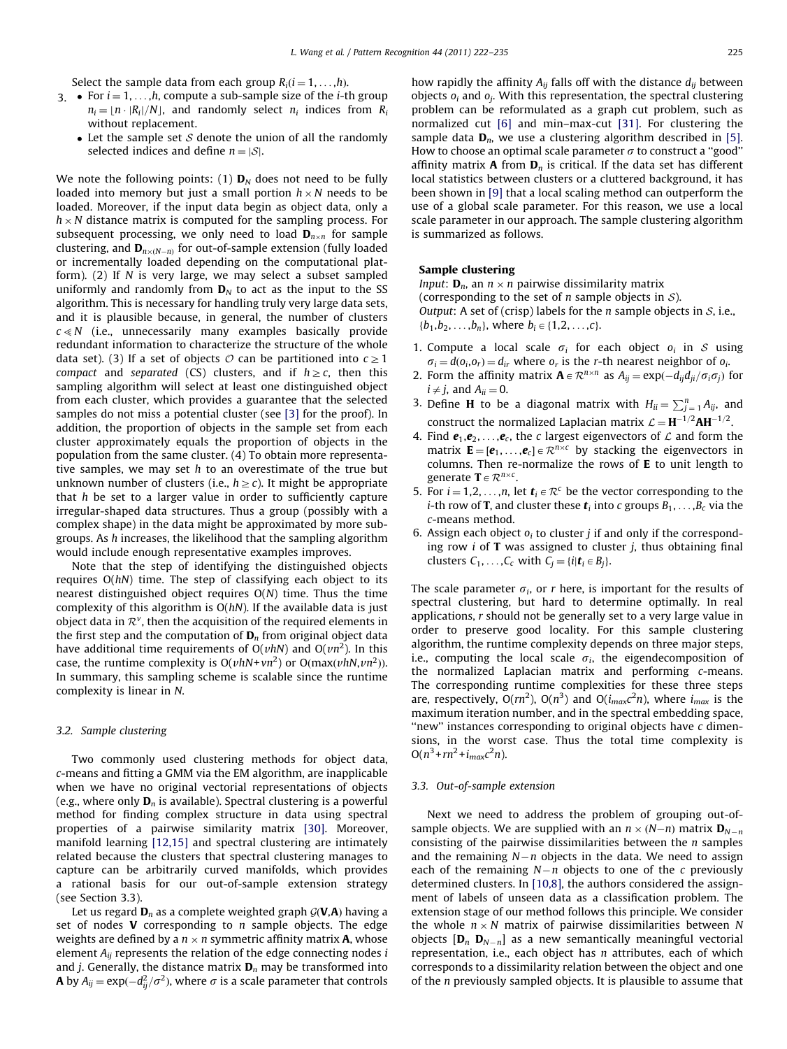Select the sample data from each group $R_i (i=1,\ldots,h)$.

3. 
   - For $i=1,\ldots,h$, compute a sub-sample size of the $i$-th group $n_i = \lfloor n \cdot |R_i|/N \rfloor$, and randomly select $n_i$ indices from $R_i$ without replacement.
   - Let the sample set $\mathcal{S}$ denote the union of all the randomly selected indices and define $n = |\mathcal{S}|$.

We note the following points: (1) $\mathbf{D}_N$ does not need to be fully loaded into memory but just a small portion $h \times N$ needs to be loaded. Moreover, if the input data begin as object data, only a $h \times N$ distance matrix is computed for the sampling process. For subsequent processing, we only need to load $\mathbf{D}_{n \times n}$ for sample clustering, and $\mathbf{D}_{n \times (N-n)}$ for out-of-sample extension (fully loaded or incrementally loaded depending on the computational platform). (2) If $N$ is very large, we may select a subset sampled uniformly and randomly from $\mathbf{D}_N$ to act as the input to the SS algorithm. This is necessary for handling truly very large data sets, and it is plausible because, in general, the number of clusters $c \ll N$ (i.e., unnecessarily many examples basically provide redundant information to characterize the structure of the whole data set). (3) If a set of objects $\mathcal{O}$ can be partitioned into $c \geq 1$ *compact* and *separated* (CS) clusters, and if $h \geq c$, then this sampling algorithm will select at least one distinguished object from each cluster, which provides a guarantee that the selected samples do not miss a potential cluster (see [3] for the proof). In addition, the proportion of objects in the sample set from each cluster approximately equals the proportion of objects in the population from the same cluster. (4) To obtain more representative samples, we may set $h$ to an overestimate of the true but unknown number of clusters (i.e., $h \geq c$). It might be appropriate that $h$ be set to a larger value in order to sufficiently capture irregular-shaped data structures. Thus a group (possibly with a complex shape) in the data might be approximated by more subgroups. As $h$ increases, the likelihood that the sampling algorithm would include enough representative examples improves.

Note that the step of identifying the distinguished objects requires O($hN$) time. The step of classifying each object to its nearest distinguished object requires O($N$) time. Thus the time complexity of this algorithm is O($hN$). If the available data is just object data in $\mathcal{R}^v$, then the acquisition of the required elements in the first step and the computation of $\mathbf{D}_n$ from original object data have additional time requirements of O($vhN$) and O($vn^2$). In this case, the runtime complexity is O($vhN$+$vn^2$) or O(max($vhN$,$vn^2$)). In summary, this sampling scheme is scalable since the runtime complexity is linear in $N$.

### 3.2. Sample clustering

Two commonly used clustering methods for object data, $c$-means and fitting a GMM via the EM algorithm, are inapplicable when we have no original vectorial representations of objects (e.g., where only $\mathbf{D}_n$ is available). Spectral clustering is a powerful method for finding complex structure in data using spectral properties of a pairwise similarity matrix [30]. Moreover, manifold learning [12,15] and spectral clustering are intimately related because the clusters that spectral clustering manages to capture can be arbitrarily curved manifolds, which provides a rational basis for our out-of-sample extension strategy (see Section 3.3).

Let us regard $\mathbf{D}_n$ as a complete weighted graph $\mathcal{G}(\mathbf{V},\mathbf{A})$ having a set of nodes $\mathbf{V}$ corresponding to $n$ sample objects. The edge weights are defined by a $n \times n$ symmetric affinity matrix $\mathbf{A}$, whose element $A_{ij}$ represents the relation of the edge connecting nodes $i$ and $j$. Generally, the distance matrix $\mathbf{D}_n$ may be transformed into $\mathbf{A}$ by $A_{ij} = \exp(-d_{ij}^2/\sigma^2)$, where $\sigma$ is a scale parameter that controls how rapidly the affinity $A_{ij}$ falls off with the distance $d_{ij}$ between objects $o_i$ and $o_j$. With this representation, the spectral clustering problem can be reformulated as a graph cut problem, such as normalized cut [6] and min–max-cut [31]. For clustering the sample data $\mathbf{D}_n$, we use a clustering algorithm described in [5]. How to choose an optimal scale parameter $\sigma$ to construct a "good" affinity matrix $\mathbf{A}$ from $\mathbf{D}_n$ is critical. If the data set has different local statistics between clusters or a cluttered background, it has been shown in [9] that a local scaling method can outperform the use of a global scale parameter. For this reason, we use a local scale parameter in our approach. The sample clustering algorithm is summarized as follows.

**Sample clustering**

*Input*: $\mathbf{D}_n$, an $n \times n$ pairwise dissimilarity matrix (corresponding to the set of $n$ sample objects in $\mathcal{S}$).
*Output*: A set of (crisp) labels for the $n$ sample objects in $\mathcal{S}$, i.e., $\{b_1,b_2,\ldots,b_n\}$, where $b_i \in \{1,2,\ldots,c\}$.

1. Compute a local scale $\sigma_i$ for each object $o_i$ in $\mathcal{S}$ using $\sigma_i = d(o_i,o_r) = d_{ir}$ where $o_r$ is the $r$-th nearest neighbor of $o_i$.
2. Form the affinity matrix $\mathbf{A} \in \mathcal{R}^{n \times n}$ as $A_{ij} = \exp(-d_{ij}d_{ji}/\sigma_i\sigma_j)$ for $i \neq j$, and $A_{ii} = 0$.
3. Define $\mathbf{H}$ to be a diagonal matrix with $H_{ii} = \sum_{j=1}^{n} A_{ij}$, and construct the normalized Laplacian matrix $\mathcal{L} = \mathbf{H}^{-1/2}\mathbf{A}\mathbf{H}^{-1/2}$.
4. Find $\boldsymbol{e}_1,\boldsymbol{e}_2,\ldots,\boldsymbol{e}_c$, the $c$ largest eigenvectors of $\mathcal{L}$ and form the matrix $\mathbf{E} = [\boldsymbol{e}_1,\ldots,\boldsymbol{e}_c] \in \mathcal{R}^{n \times c}$ by stacking the eigenvectors in columns. Then re-normalize the rows of $\mathbf{E}$ to unit length to generate $\mathbf{T} \in \mathcal{R}^{n \times c}$.
5. For $i=1,2,\ldots,n$, let $\boldsymbol{t}_i \in \mathcal{R}^c$ be the vector corresponding to the $i$-th row of $\mathbf{T}$, and cluster these $\boldsymbol{t}_i$ into $c$ groups $B_1,\ldots,B_c$ via the $c$-means method.
6. Assign each object $o_i$ to cluster $j$ if and only if the corresponding row $i$ of $\mathbf{T}$ was assigned to cluster $j$, thus obtaining final clusters $C_1,\ldots,C_c$ with $C_j = \{i | \boldsymbol{t}_i \in B_j\}$.

The scale parameter $\sigma_i$, or $r$ here, is important for the results of spectral clustering, but hard to determine optimally. In real applications, $r$ should not be generally set to a very large value in order to preserve good locality. For this sample clustering algorithm, the runtime complexity depends on three major steps, i.e., computing the local scale $\sigma_i$, the eigendecomposition of the normalized Laplacian matrix and performing $c$-means. The corresponding runtime complexities for these three steps are, respectively, O($rn^2$), O($n^3$) and O($i_{max}c^2n$), where $i_{max}$ is the maximum iteration number, and in the spectral embedding space, "new" instances corresponding to original objects have $c$ dimensions, in the worst case. Thus the total time complexity is O($n^3$+$rn^2$+$i_{max}c^2n$).

### 3.3. Out-of-sample extension

Next we need to address the problem of grouping out-of-sample objects. We are supplied with an $n \times (N-n)$ matrix $\mathbf{D}_{N-n}$ consisting of the pairwise dissimilarities between the $n$ samples and the remaining $N-n$ objects in the data. We need to assign each of the remaining $N-n$ objects to one of the $c$ previously determined clusters. In [10,8], the authors considered the assignment of labels of unseen data as a classification problem. The extension stage of our method follows this principle. We consider the whole $n \times N$ matrix of pairwise dissimilarities between $N$ objects $[\mathbf{D}_n\ \mathbf{D}_{N-n}]$ as a new semantically meaningful vectorial representation, i.e., each object has $n$ attributes, each of which corresponds to a dissimilarity relation between the object and one of the $n$ previously sampled objects. It is plausible to assume that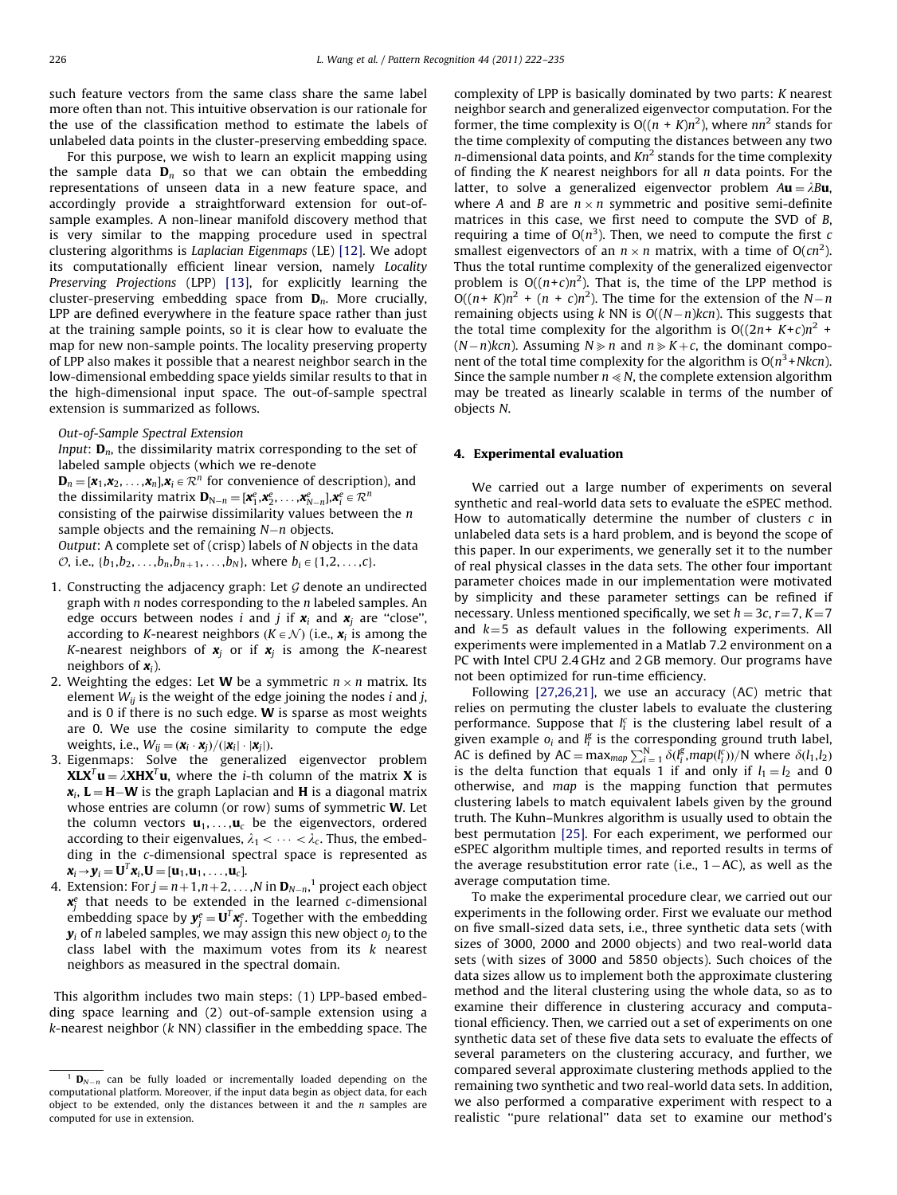such feature vectors from the same class share the same label more often than not. This intuitive observation is our rationale for the use of the classification method to estimate the labels of unlabeled data points in the cluster-preserving embedding space.

For this purpose, we wish to learn an explicit mapping using the sample data $\mathbf{D}_n$ so that we can obtain the embedding representations of unseen data in a new feature space, and accordingly provide a straightforward extension for out-of-sample examples. A non-linear manifold discovery method that is very similar to the mapping procedure used in spectral clustering algorithms is *Laplacian Eigenmaps* (LE) [12]. We adopt its computationally efficient linear version, namely *Locality Preserving Projections* (LPP) [13], for explicitly learning the cluster-preserving embedding space from $\mathbf{D}_n$. More crucially, LPP are defined everywhere in the feature space rather than just at the training sample points, so it is clear how to evaluate the map for new non-sample points. The locality preserving property of LPP also makes it possible that a nearest neighbor search in the low-dimensional embedding space yields similar results to that in the high-dimensional input space. The out-of-sample spectral extension is summarized as follows.

*Out-of-Sample Spectral Extension*

*Input*: $\mathbf{D}_n$, the dissimilarity matrix corresponding to the set of labeled sample objects (which we re-denote $\mathbf{D}_n = [\boldsymbol{x}_1, \boldsymbol{x}_2, \ldots, \boldsymbol{x}_n], \boldsymbol{x}_i \in \mathcal{R}^n$ for convenience of description), and the dissimilarity matrix $\mathbf{D}_{N-n} = [\boldsymbol{x}_1^e, \boldsymbol{x}_2^e, \ldots, \boldsymbol{x}_{N-n}^e], \boldsymbol{x}_i^e \in \mathcal{R}^n$ consisting of the pairwise dissimilarity values between the $n$ sample objects and the remaining $N-n$ objects.

*Output*: A complete set of (crisp) labels of $N$ objects in the data $\mathcal{O}$, i.e., $\{b_1, b_2, \ldots, b_n, b_{n+1}, \ldots, b_N\}$, where $b_i \in \{1, 2, \ldots, c\}$.

1. Constructing the adjacency graph: Let $\mathcal{G}$ denote an undirected graph with $n$ nodes corresponding to the $n$ labeled samples. An edge occurs between nodes $i$ and $j$ if $\boldsymbol{x}_i$ and $\boldsymbol{x}_j$ are "close", according to $K$-nearest neighbors ($K \in \mathcal{N}$) (i.e., $\boldsymbol{x}_i$ is among the $K$-nearest neighbors of $\boldsymbol{x}_j$ or if $\boldsymbol{x}_j$ is among the $K$-nearest neighbors of $\boldsymbol{x}_i$).
2. Weighting the edges: Let $\mathbf{W}$ be a symmetric $n \times n$ matrix. Its element $W_{ij}$ is the weight of the edge joining the nodes $i$ and $j$, and is 0 if there is no such edge. $\mathbf{W}$ is sparse as most weights are 0. We use the cosine similarity to compute the edge weights, i.e., $W_{ij} = (\boldsymbol{x}_i \cdot \boldsymbol{x}_j)/(|\boldsymbol{x}_i| \cdot |\boldsymbol{x}_j|)$.
3. Eigenmaps: Solve the generalized eigenvector problem $\mathbf{XLX}^T\mathbf{u} = \lambda \mathbf{XHX}^T\mathbf{u}$, where the $i$-th column of the matrix $\mathbf{X}$ is $\boldsymbol{x}_i$, $\mathbf{L} = \mathbf{H} - \mathbf{W}$ is the graph Laplacian and $\mathbf{H}$ is a diagonal matrix whose entries are column (or row) sums of symmetric $\mathbf{W}$. Let the column vectors $\mathbf{u}_1, \ldots, \mathbf{u}_c$ be the eigenvectors, ordered according to their eigenvalues, $\lambda_1 < \cdots < \lambda_c$. Thus, the embedding in the $c$-dimensional spectral space is represented as $\boldsymbol{x}_i \rightarrow \boldsymbol{y}_i = \mathbf{U}^T\boldsymbol{x}_i, \mathbf{U} = [\mathbf{u}_1, \mathbf{u}_1, \ldots, \mathbf{u}_c]$.
4. Extension: For $j = n+1, n+2, \ldots, N$ in $\mathbf{D}_{N-n}$,[1] project each object $\boldsymbol{x}_j^e$ that needs to be extended in the learned $c$-dimensional embedding space by $\boldsymbol{y}_j^e = \mathbf{U}^T\boldsymbol{x}_j^e$. Together with the embedding $\boldsymbol{y}_i$ of $n$ labeled samples, we may assign this new object $o_j$ to the class label with the maximum votes from its $k$ nearest neighbors as measured in the spectral domain.

This algorithm includes two main steps: (1) LPP-based embedding space learning and (2) out-of-sample extension using a $k$-nearest neighbor ($k$ NN) classifier in the embedding space. The complexity of LPP is basically dominated by two parts: $K$ nearest neighbor search and generalized eigenvector computation. For the former, the time complexity is $O((n+K)n^2)$, where $nn^2$ stands for the time complexity of computing the distances between any two $n$-dimensional data points, and $Kn^2$ stands for the time complexity of finding the $K$ nearest neighbors for all $n$ data points. For the latter, to solve a generalized eigenvector problem $A\mathbf{u} = \lambda B\mathbf{u}$, where $A$ and $B$ are $n \times n$ symmetric and positive semi-definite matrices in this case, we first need to compute the SVD of $B$, requiring a time of $O(n^3)$. Then, we need to compute the first $c$ smallest eigenvectors of an $n \times n$ matrix, with a time of $O(cn^2)$. Thus the total runtime complexity of the generalized eigenvector problem is $O((n+c)n^2)$. That is, the time of the LPP method is $O((n+K)n^2 + (n+c)n^2)$. The time for the extension of the $N-n$ remaining objects using $k$ NN is $O((N-n)kcn)$. This suggests that the total time complexity for the algorithm is $O((2n+K+c)n^2 + (N-n)kcn)$. Assuming $N \gg n$ and $n \gg K+c$, the dominant component of the total time complexity for the algorithm is $O(n^3 + Nkcn)$. Since the sample number $n \ll N$, the complete extension algorithm may be treated as linearly scalable in terms of the number of objects $N$.

## 4. Experimental evaluation

We carried out a large number of experiments on several synthetic and real-world data sets to evaluate the eSPEC method. How to automatically determine the number of clusters $c$ in unlabeled data sets is a hard problem, and is beyond the scope of this paper. In our experiments, we generally set it to the number of real physical classes in the data sets. The other four important parameter choices made in our implementation were motivated by simplicity and these parameter settings can be refined if necessary. Unless mentioned specifically, we set $h = 3c$, $r = 7$, $K = 7$ and $k = 5$ as default values in the following experiments. All experiments were implemented in a Matlab 7.2 environment on a PC with Intel CPU 2.4 GHz and 2 GB memory. Our programs have not been optimized for run-time efficiency.

Following [27,26,21], we use an accuracy (AC) metric that relies on permuting the cluster labels to evaluate the clustering performance. Suppose that $l_i^c$ is the clustering label result of a given example $o_i$ and $l_i^g$ is the corresponding ground truth label, AC is defined by $\mathrm{AC} = \max_{map} \sum_{i=1}^{N} \delta(l_i^g, map(l_i^c))/N$ where $\delta(l_1, l_2)$ is the delta function that equals 1 if and only if $l_1 = l_2$ and 0 otherwise, and $map$ is the mapping function that permutes clustering labels to match equivalent labels given by the ground truth. The Kuhn–Munkres algorithm is usually used to obtain the best permutation [25]. For each experiment, we performed our eSPEC algorithm multiple times, and reported results in terms of the average resubstitution error rate (i.e., $1 - \mathrm{AC}$), as well as the average computation time.

To make the experimental procedure clear, we carried out our experiments in the following order. First we evaluate our method on five small-sized data sets, i.e., three synthetic data sets (with sizes of 3000, 2000 and 2000 objects) and two real-world data sets (with sizes of 3000 and 5850 objects). Such choices of the data sizes allow us to implement both the approximate clustering method and the literal clustering using the whole data, so as to examine their difference in clustering accuracy and computational efficiency. Then, we carried out a set of experiments on one synthetic data set of these five data sets to evaluate the effects of several parameters on the clustering accuracy, and further, we compared several approximate clustering methods applied to the remaining two synthetic and two real-world data sets. In addition, we also performed a comparative experiment with respect to a realistic "pure relational" data set to examine our method's

[1] $\mathbf{D}_{N-n}$ can be fully loaded or incrementally loaded depending on the computational platform. Moreover, if the input data begin as object data, for each object to be extended, only the distances between it and the $n$ samples are computed for use in extension.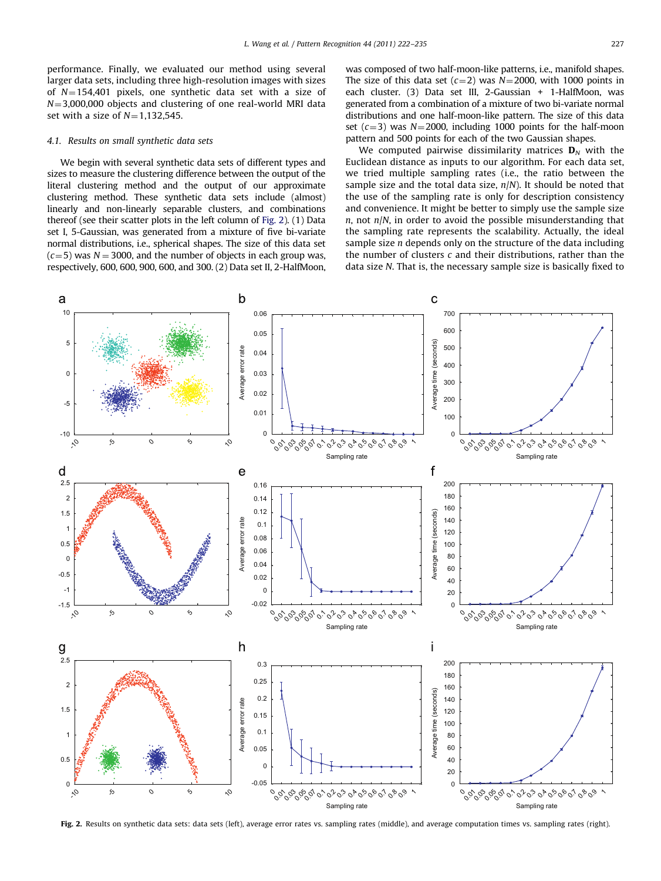performance. Finally, we evaluated our method using several larger data sets, including three high-resolution images with sizes of $N=154{,}401$ pixels, one synthetic data set with a size of $N=3{,}000{,}000$ objects and clustering of one real-world MRI data set with a size of $N=1{,}132{,}545$.

### 4.1. Results on small synthetic data sets

We begin with several synthetic data sets of different types and sizes to measure the clustering difference between the output of the literal clustering method and the output of our approximate clustering method. These synthetic data sets include (almost) linearly and non-linearly separable clusters, and combinations thereof (see their scatter plots in the left column of Fig. 2). (1) Data set I, 5-Gaussian, was generated from a mixture of five bi-variate normal distributions, i.e., spherical shapes. The size of this data set ($c=5$) was $N=3000$, and the number of objects in each group was, respectively, 600, 600, 900, 600, and 300. (2) Data set II, 2-HalfMoon, was composed of two half-moon-like patterns, i.e., manifold shapes. The size of this data set ($c=2$) was $N=2000$, with 1000 points in each cluster. (3) Data set III, 2-Gaussian + 1-HalfMoon, was generated from a combination of a mixture of two bi-variate normal distributions and one half-moon-like pattern. The size of this data set ($c=3$) was $N=2000$, including 1000 points for the half-moon pattern and 500 points for each of the two Gaussian shapes.

We computed pairwise dissimilarity matrices $\mathbf{D}_N$ with the Euclidean distance as inputs to our algorithm. For each data set, we tried multiple sampling rates (i.e., the ratio between the sample size and the total data size, $n/N$). It should be noted that the use of the sampling rate is only for description consistency and convenience. It might be better to simply use the sample size $n$, not $n/N$, in order to avoid the possible misunderstanding that the sampling rate represents the scalability. Actually, the ideal sample size $n$ depends only on the structure of the data including the number of clusters $c$ and their distributions, rather than the data size $N$. That is, the necessary sample size is basically fixed to

**Fig. 2.** Results on synthetic data sets: data sets (left), average error rates vs. sampling rates (middle), and average computation times vs. sampling rates (right).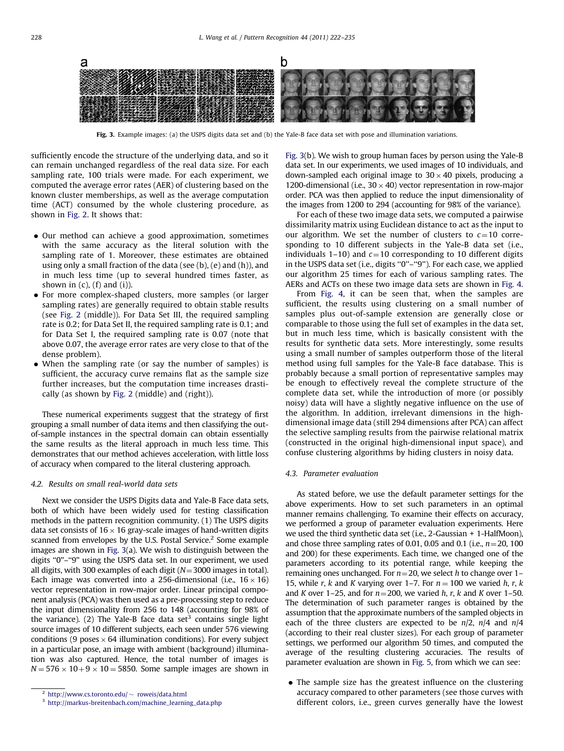Fig. 3. Example images: (a) the USPS digits data set and (b) the Yale-B face data set with pose and illumination variations.

sufficiently encode the structure of the underlying data, and so it can remain unchanged regardless of the real data size. For each sampling rate, 100 trials were made. For each experiment, we computed the average error rates (AER) of clustering based on the known cluster memberships, as well as the average computation time (ACT) consumed by the whole clustering procedure, as shown in Fig. 2. It shows that:

- Our method can achieve a good approximation, sometimes with the same accuracy as the literal solution with the sampling rate of 1. Moreover, these estimates are obtained using only a small fraction of the data (see (b), (e) and (h)), and in much less time (up to several hundred times faster, as shown in (c), (f) and (i)).
- For more complex-shaped clusters, more samples (or larger sampling rates) are generally required to obtain stable results (see Fig. 2 (middle)). For Data Set III, the required sampling rate is 0.2; for Data Set II, the required sampling rate is 0.1; and for Data Set I, the required sampling rate is 0.07 (note that above 0.07, the average error rates are very close to that of the dense problem).
- When the sampling rate (or say the number of samples) is sufficient, the accuracy curve remains flat as the sample size further increases, but the computation time increases drastically (as shown by Fig. 2 (middle) and (right)).

These numerical experiments suggest that the strategy of first grouping a small number of data items and then classifying the out-of-sample instances in the spectral domain can obtain essentially the same results as the literal approach in much less time. This demonstrates that our method achieves acceleration, with little loss of accuracy when compared to the literal clustering approach.

### 4.2. Results on small real-world data sets

Next we consider the USPS Digits data and Yale-B Face data sets, both of which have been widely used for testing classification methods in the pattern recognition community. (1) The USPS digits data set consists of $16 \times 16$ gray-scale images of hand-written digits scanned from envelopes by the U.S. Postal Service.[2] Some example images are shown in Fig. 3(a). We wish to distinguish between the digits "0"–"9" using the USPS data set. In our experiment, we used all digits, with 300 examples of each digit ($N = 3000$ images in total). Each image was converted into a 256-dimensional (i.e., $16 \times 16$) vector representation in row-major order. Linear principal component analysis (PCA) was then used as a pre-processing step to reduce the input dimensionality from 256 to 148 (accounting for 98% of the variance). (2) The Yale-B face data set[3] contains single light source images of 10 different subjects, each seen under 576 viewing conditions (9 poses $\times$ 64 illumination conditions). For every subject in a particular pose, an image with ambient (background) illumination was also captured. Hence, the total number of images is $N = 576 \times 10 + 9 \times 10 = 5850$. Some sample images are shown in Fig. 3(b). We wish to group human faces by person using the Yale-B data set. In our experiments, we used images of 10 individuals, and down-sampled each original image to $30 \times 40$ pixels, producing a 1200-dimensional (i.e., $30 \times 40$) vector representation in row-major order. PCA was then applied to reduce the input dimensionality of the images from 1200 to 294 (accounting for 98% of the variance).

For each of these two image data sets, we computed a pairwise dissimilarity matrix using Euclidean distance to act as the input to our algorithm. We set the number of clusters to $c = 10$ corresponding to 10 different subjects in the Yale-B data set (i.e., individuals 1–10) and $c = 10$ corresponding to 10 different digits in the USPS data set (i.e., digits "0"–"9"). For each case, we applied our algorithm 25 times for each of various sampling rates. The AERs and ACTs on these two image data sets are shown in Fig. 4.

From Fig. 4, it can be seen that, when the samples are sufficient, the results using clustering on a small number of samples plus out-of-sample extension are generally close or comparable to those using the full set of examples in the data set, but in much less time, which is basically consistent with the results for synthetic data sets. More interestingly, some results using a small number of samples outperform those of the literal method using full samples for the Yale-B face database. This is probably because a small portion of representative samples may be enough to effectively reveal the complete structure of the complete data set, while the introduction of more (or possibly noisy) data will have a slightly negative influence on the use of the algorithm. In addition, irrelevant dimensions in the high-dimensional image data (still 294 dimensions after PCA) can affect the selective sampling results from the pairwise relational matrix (constructed in the original high-dimensional input space), and confuse clustering algorithms by hiding clusters in noisy data.

### 4.3. Parameter evaluation

As stated before, we use the default parameter settings for the above experiments. How to set such parameters in an optimal manner remains challenging. To examine their effects on accuracy, we performed a group of parameter evaluation experiments. Here we used the third synthetic data set (i.e., 2-Gaussian + 1-HalfMoon), and chose three sampling rates of 0.01, 0.05 and 0.1 (i.e., $n = 20$, 100 and 200) for these experiments. Each time, we changed one of the parameters according to its potential range, while keeping the remaining ones unchanged. For $n = 20$, we select $h$ to change over 1–15, while $r$, $k$ and $K$ varying over 1–7. For $n = 100$ we varied $h$, $r$, $k$ and $K$ over 1–25, and for $n = 200$, we varied $h$, $r$, $k$ and $K$ over 1–50. The determination of such parameter ranges is obtained by the assumption that the approximate numbers of the sampled objects in each of the three clusters are expected to be $n/2$, $n/4$ and $n/4$ (according to their real cluster sizes). For each group of parameter settings, we performed our algorithm 50 times, and computed the average of the resulting clustering accuracies. The results of parameter evaluation are shown in Fig. 5, from which we can see:

- The sample size has the greatest influence on the clustering accuracy compared to other parameters (see those curves with different colors, i.e., green curves generally have the lowest

[2] http://www.cs.toronto.edu/~ roweis/data.html

[3] http://markus-breitenbach.com/machine_learning_data.php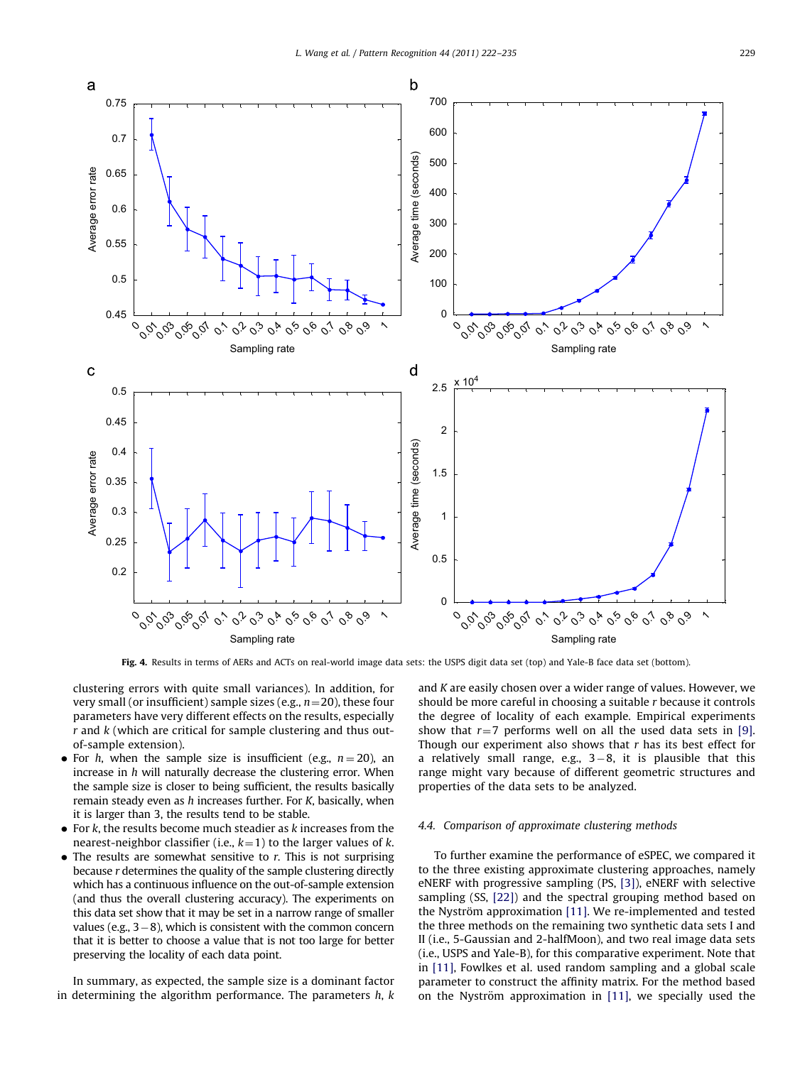Fig. 4. Results in terms of AERs and ACTs on real-world image data sets: the USPS digit data set (top) and Yale-B face data set (bottom).

clustering errors with quite small variances). In addition, for very small (or insufficient) sample sizes (e.g., $n = 20$), these four parameters have very different effects on the results, especially $r$ and $k$ (which are critical for sample clustering and thus out-of-sample extension).

- For $h$, when the sample size is insufficient (e.g., $n = 20$), an increase in $h$ will naturally decrease the clustering error. When the sample size is closer to being sufficient, the results basically remain steady even as $h$ increases further. For $K$, basically, when it is larger than 3, the results tend to be stable.
- For $k$, the results become much steadier as $k$ increases from the nearest-neighbor classifier (i.e., $k = 1$) to the larger values of $k$.
- The results are somewhat sensitive to $r$. This is not surprising because $r$ determines the quality of the sample clustering directly which has a continuous influence on the out-of-sample extension (and thus the overall clustering accuracy). The experiments on this data set show that it may be set in a narrow range of smaller values (e.g., $3-8$), which is consistent with the common concern that it is better to choose a value that is not too large for better preserving the locality of each data point.

In summary, as expected, the sample size is a dominant factor in determining the algorithm performance. The parameters $h$, $k$ and $K$ are easily chosen over a wider range of values. However, we should be more careful in choosing a suitable $r$ because it controls the degree of locality of each example. Empirical experiments show that $r = 7$ performs well on all the used data sets in [9]. Though our experiment also shows that $r$ has its best effect for a relatively small range, e.g., $3-8$, it is plausible that this range might vary because of different geometric structures and properties of the data sets to be analyzed.

### 4.4. Comparison of approximate clustering methods

To further examine the performance of eSPEC, we compared it to the three existing approximate clustering approaches, namely eNERF with progressive sampling (PS, [3]), eNERF with selective sampling (SS, [22]) and the spectral grouping method based on the Nyström approximation [11]. We re-implemented and tested the three methods on the remaining two synthetic data sets I and II (i.e., 5-Gaussian and 2-halfMoon), and two real image data sets (i.e., USPS and Yale-B), for this comparative experiment. Note that in [11], Fowlkes et al. used random sampling and a global scale parameter to construct the affinity matrix. For the method based on the Nyström approximation in [11], we specially used the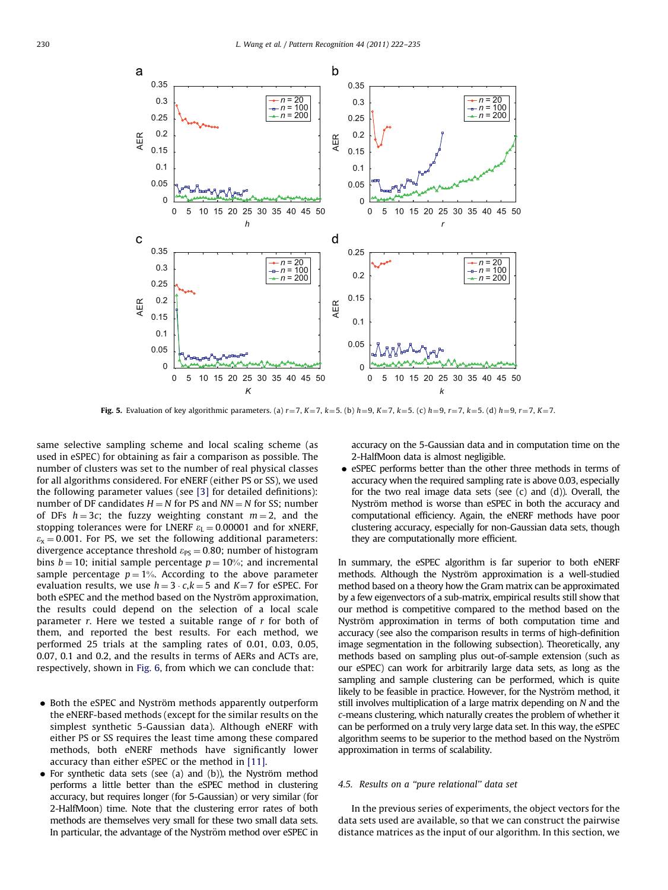**Fig. 5.** Evaluation of key algorithmic parameters. (a) $r=7$, $K=7$, $k=5$. (b) $h=9$, $K=7$, $k=5$. (c) $h=9$, $r=7$, $k=5$. (d) $h=9$, $r=7$, $K=7$.

same selective sampling scheme and local scaling scheme (as used in eSPEC) for obtaining as fair a comparison as possible. The number of clusters was set to the number of real physical classes for all algorithms considered. For eNERF (either PS or SS), we used the following parameter values (see [3] for detailed definitions): number of DF candidates $H=N$ for PS and $NN=N$ for SS; number of DFs $h=3c$; the fuzzy weighting constant $m=2$, and the stopping tolerances were for LNERF $\varepsilon_L=0.00001$ and for xNERF, $\varepsilon_x=0.001$. For PS, we set the following additional parameters: divergence acceptance threshold $\varepsilon_{PS}=0.80$; number of histogram bins $b=10$; initial sample percentage $p=10\%$; and incremental sample percentage $p=1\%$. According to the above parameter evaluation results, we use $h=3\cdot c, k=5$ and $K=7$ for eSPEC. For both eSPEC and the method based on the Nyström approximation, the results could depend on the selection of a local scale parameter $r$. Here we tested a suitable range of $r$ for both of them, and reported the best results. For each method, we performed 25 trials at the sampling rates of 0.01, 0.03, 0.05, 0.07, 0.1 and 0.2, and the results in terms of AERs and ACTs are, respectively, shown in Fig. 6, from which we can conclude that:

- Both the eSPEC and Nyström methods apparently outperform the eNERF-based methods (except for the similar results on the simplest synthetic 5-Gaussian data). Although eNERF with either PS or SS requires the least time among these compared methods, both eNERF methods have significantly lower accuracy than either eSPEC or the method in [11].
- For synthetic data sets (see (a) and (b)), the Nyström method performs a little better than the eSPEC method in clustering accuracy, but requires longer (for 5-Gaussian) or very similar (for 2-HalfMoon) time. Note that the clustering error rates of both methods are themselves very small for these two small data sets. In particular, the advantage of the Nyström method over eSPEC in accuracy on the 5-Gaussian data and in computation time on the 2-HalfMoon data is almost negligible.
- eSPEC performs better than the other three methods in terms of accuracy when the required sampling rate is above 0.03, especially for the two real image data sets (see (c) and (d)). Overall, the Nyström method is worse than eSPEC in both the accuracy and computational efficiency. Again, the eNERF methods have poor clustering accuracy, especially for non-Gaussian data sets, though they are computationally more efficient.

In summary, the eSPEC algorithm is far superior to both eNERF methods. Although the Nyström approximation is a well-studied method based on a theory how the Gram matrix can be approximated by a few eigenvectors of a sub-matrix, empirical results still show that our method is competitive compared to the method based on the Nyström approximation in terms of both computation time and accuracy (see also the comparison results in terms of high-definition image segmentation in the following subsection). Theoretically, any methods based on sampling plus out-of-sample extension (such as our eSPEC) can work for arbitrarily large data sets, as long as the sampling and sample clustering can be performed, which is quite likely to be feasible in practice. However, for the Nyström method, it still involves multiplication of a large matrix depending on $N$ and the $c$-means clustering, which naturally creates the problem of whether it can be performed on a truly very large data set. In this way, the eSPEC algorithm seems to be superior to the method based on the Nyström approximation in terms of scalability.

### 4.5. Results on a "pure relational" data set

In the previous series of experiments, the object vectors for the data sets used are available, so that we can construct the pairwise distance matrices as the input of our algorithm. In this section, we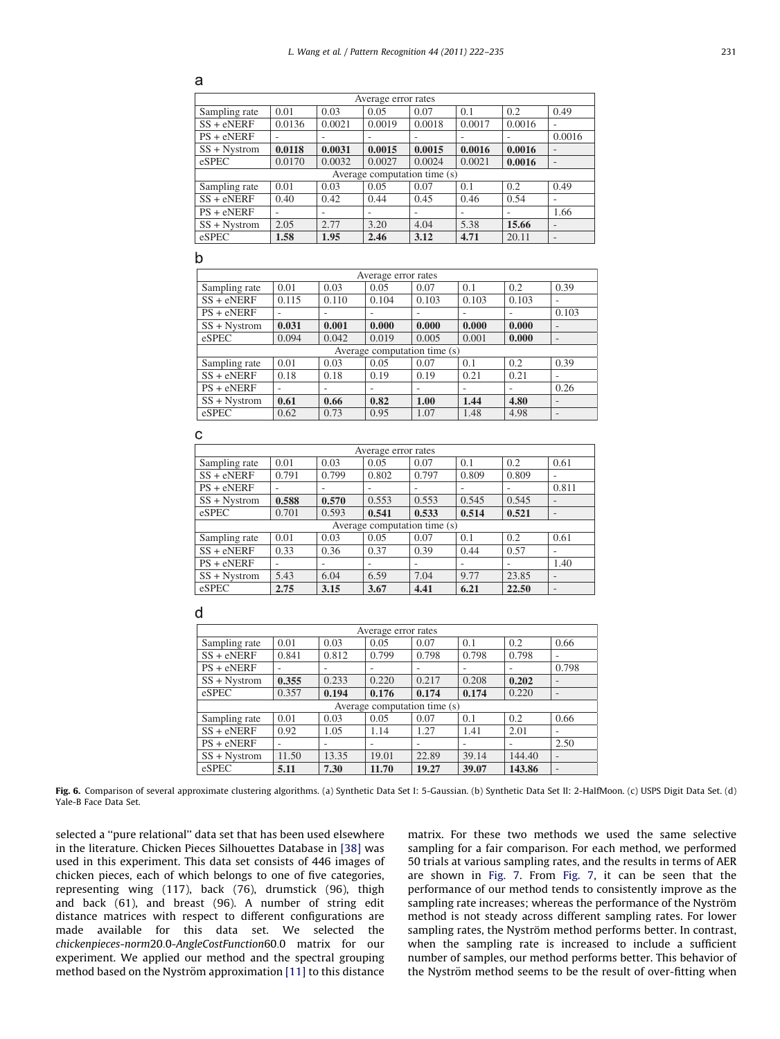a

| Average error rates | | | | | | | |
|---|---|---|---|---|---|---|---|
| Sampling rate | 0.01 | 0.03 | 0.05 | 0.07 | 0.1 | 0.2 | 0.49 |
| SS + eNERF | 0.0136 | 0.0021 | 0.0019 | 0.0018 | 0.0017 | 0.0016 | - |
| PS + eNERF | - | - | - | - | - | - | 0.0016 |
| SS + Nystrom | **0.0118** | **0.0031** | **0.0015** | **0.0015** | **0.0016** | **0.0016** | - |
| eSPEC | 0.0170 | 0.0032 | 0.0027 | 0.0024 | 0.0021 | **0.0016** | - |
| Average computation time (s) | | | | | | | |
| Sampling rate | 0.01 | 0.03 | 0.05 | 0.07 | 0.1 | 0.2 | 0.49 |
| SS + eNERF | 0.40 | 0.42 | 0.44 | 0.45 | 0.46 | 0.54 | - |
| PS + eNERF | - | - | - | - | - | - | 1.66 |
| SS + Nystrom | 2.05 | 2.77 | 3.20 | 4.04 | 5.38 | **15.66** | - |
| eSPEC | **1.58** | **1.95** | **2.46** | **3.12** | **4.71** | 20.11 | - |

b

| Average error rates | | | | | | | |
|---|---|---|---|---|---|---|---|
| Sampling rate | 0.01 | 0.03 | 0.05 | 0.07 | 0.1 | 0.2 | 0.39 |
| SS + eNERF | 0.115 | 0.110 | 0.104 | 0.103 | 0.103 | 0.103 | - |
| PS + eNERF | - | - | - | - | - | - | 0.103 |
| SS + Nystrom | **0.031** | **0.001** | **0.000** | **0.000** | **0.000** | **0.000** | - |
| eSPEC | 0.094 | 0.042 | 0.019 | 0.005 | 0.001 | **0.000** | - |
| Average computation time (s) | | | | | | | |
| Sampling rate | 0.01 | 0.03 | 0.05 | 0.07 | 0.1 | 0.2 | 0.39 |
| SS + eNERF | 0.18 | 0.18 | 0.19 | 0.19 | 0.21 | 0.21 | - |
| PS + eNERF | - | - | - | - | - | - | 0.26 |
| SS + Nystrom | **0.61** | **0.66** | **0.82** | **1.00** | **1.44** | **4.80** | - |
| eSPEC | 0.62 | 0.73 | 0.95 | 1.07 | 1.48 | 4.98 | - |

c

| Average error rates | | | | | | | |
|---|---|---|---|---|---|---|---|
| Sampling rate | 0.01 | 0.03 | 0.05 | 0.07 | 0.1 | 0.2 | 0.61 |
| SS + eNERF | 0.791 | 0.799 | 0.802 | 0.797 | 0.809 | 0.809 | - |
| PS + eNERF | - | - | - | - | - | - | 0.811 |
| SS + Nystrom | **0.588** | **0.570** | 0.553 | 0.553 | 0.545 | 0.545 | - |
| eSPEC | 0.701 | 0.593 | **0.541** | **0.533** | **0.514** | **0.521** | - |
| Average computation time (s) | | | | | | | |
| Sampling rate | 0.01 | 0.03 | 0.05 | 0.07 | 0.1 | 0.2 | 0.61 |
| SS + eNERF | 0.33 | 0.36 | 0.37 | 0.39 | 0.44 | 0.57 | - |
| PS + eNERF | - | - | - | - | - | - | 1.40 |
| SS + Nystrom | 5.43 | 6.04 | 6.59 | 7.04 | 9.77 | 23.85 | - |
| eSPEC | **2.75** | **3.15** | **3.67** | **4.41** | **6.21** | **22.50** | - |

d

| Average error rates | | | | | | | |
|---|---|---|---|---|---|---|---|
| Sampling rate | 0.01 | 0.03 | 0.05 | 0.07 | 0.1 | 0.2 | 0.66 |
| SS + eNERF | 0.841 | 0.812 | 0.799 | 0.798 | 0.798 | 0.798 | - |
| PS + eNERF | - | - | - | - | - | - | 0.798 |
| SS + Nystrom | **0.355** | 0.233 | 0.220 | 0.217 | 0.208 | **0.202** | - |
| eSPEC | 0.357 | **0.194** | **0.176** | **0.174** | **0.174** | 0.220 | - |
| Average computation time (s) | | | | | | | |
| Sampling rate | 0.01 | 0.03 | 0.05 | 0.07 | 0.1 | 0.2 | 0.66 |
| SS + eNERF | 0.92 | 1.05 | 1.14 | 1.27 | 1.41 | 2.01 | - |
| PS + eNERF | - | - | - | - | - | - | 2.50 |
| SS + Nystrom | 11.50 | 13.35 | 19.01 | 22.89 | 39.14 | 144.40 | - |
| eSPEC | **5.11** | **7.30** | **11.70** | **19.27** | **39.07** | **143.86** | - |

**Fig. 6.** Comparison of several approximate clustering algorithms. (a) Synthetic Data Set I: 5-Gaussian. (b) Synthetic Data Set II: 2-HalfMoon. (c) USPS Digit Data Set. (d) Yale-B Face Data Set.

selected a "pure relational" data set that has been used elsewhere in the literature. Chicken Pieces Silhouettes Database in [38] was used in this experiment. This data set consists of 446 images of chicken pieces, each of which belongs to one of five categories, representing wing (117), back (76), drumstick (96), thigh and back (61), and breast (96). A number of string edit distance matrices with respect to different configurations are made available for this data set. We selected the *chickenpieces-norm*20.0-*AngleCostFunction*60.0 matrix for our experiment. We applied our method and the spectral grouping method based on the Nyström approximation [11] to this distance matrix. For these two methods we used the same selective sampling for a fair comparison. For each method, we performed 50 trials at various sampling rates, and the results in terms of AER are shown in Fig. 7. From Fig. 7, it can be seen that the performance of our method tends to consistently improve as the sampling rate increases; whereas the performance of the Nyström method is not steady across different sampling rates. For lower sampling rates, the Nyström method performs better. In contrast, when the sampling rate is increased to include a sufficient number of samples, our method performs better. This behavior of the Nyström method seems to be the result of over-fitting when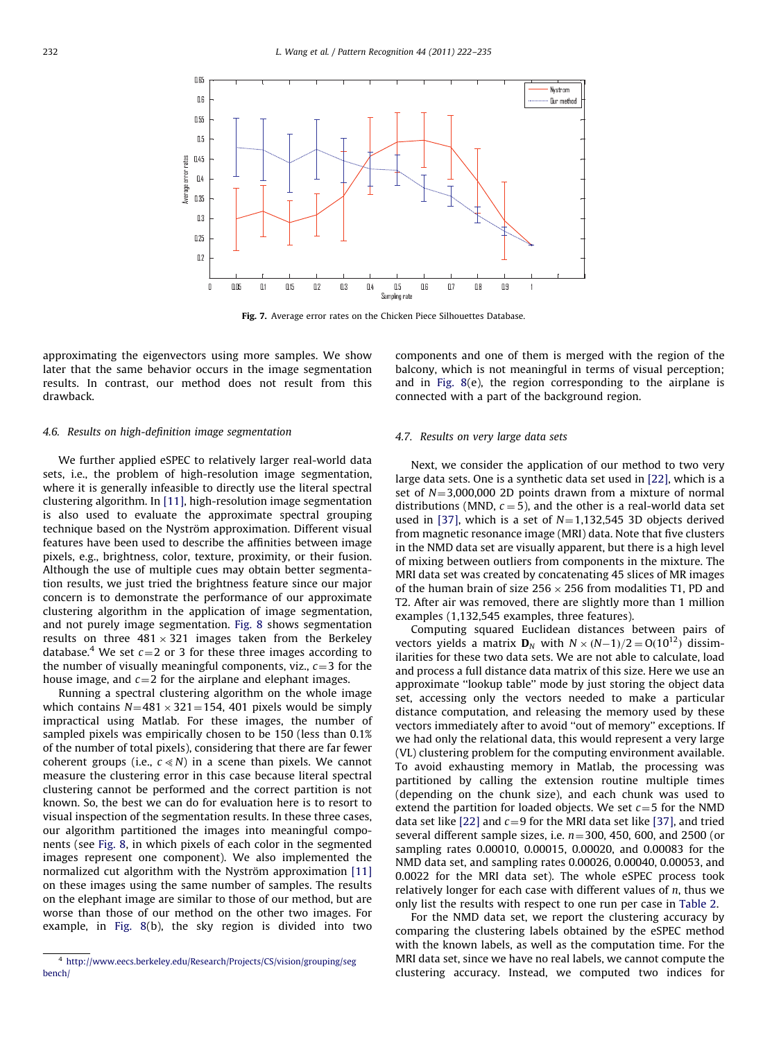Fig. 7. Average error rates on the Chicken Piece Silhouettes Database.

approximating the eigenvectors using more samples. We show later that the same behavior occurs in the image segmentation results. In contrast, our method does not result from this drawback.

### 4.6. Results on high-definition image segmentation

We further applied eSPEC to relatively larger real-world data sets, i.e., the problem of high-resolution image segmentation, where it is generally infeasible to directly use the literal spectral clustering algorithm. In [11], high-resolution image segmentation is also used to evaluate the approximate spectral grouping technique based on the Nyström approximation. Different visual features have been used to describe the affinities between image pixels, e.g., brightness, color, texture, proximity, or their fusion. Although the use of multiple cues may obtain better segmentation results, we just tried the brightness feature since our major concern is to demonstrate the performance of our approximate clustering algorithm in the application of image segmentation, and not purely image segmentation. Fig. 8 shows segmentation results on three $481 \times 321$ images taken from the Berkeley database.[4] We set $c = 2$ or 3 for these three images according to the number of visually meaningful components, viz., $c = 3$ for the house image, and $c = 2$ for the airplane and elephant images.

Running a spectral clustering algorithm on the whole image which contains $N = 481 \times 321 = 154,401$ pixels would be simply impractical using Matlab. For these images, the number of sampled pixels was empirically chosen to be 150 (less than 0.1% of the number of total pixels), considering that there are far fewer coherent groups (i.e., $c \ll N$) in a scene than pixels. We cannot measure the clustering error in this case because literal spectral clustering cannot be performed and the correct partition is not known. So, the best we can do for evaluation here is to resort to visual inspection of the segmentation results. In these three cases, our algorithm partitioned the images into meaningful components (see Fig. 8, in which pixels of each color in the segmented images represent one component). We also implemented the normalized cut algorithm with the Nyström approximation [11] on these images using the same number of samples. The results on the elephant image are similar to those of our method, but are worse than those of our method on the other two images. For example, in Fig. 8(b), the sky region is divided into two components and one of them is merged with the region of the balcony, which is not meaningful in terms of visual perception; and in Fig. 8(e), the region corresponding to the airplane is connected with a part of the background region.

### 4.7. Results on very large data sets

Next, we consider the application of our method to two very large data sets. One is a synthetic data set used in [22], which is a set of $N = 3,000,000$ 2D points drawn from a mixture of normal distributions (MND, $c = 5$), and the other is a real-world data set used in [37], which is a set of $N = 1,132,545$ 3D objects derived from magnetic resonance image (MRI) data. Note that five clusters in the NMD data set are visually apparent, but there is a high level of mixing between outliers from components in the mixture. The MRI data set was created by concatenating 45 slices of MR images of the human brain of size $256 \times 256$ from modalities T1, PD and T2. After air was removed, there are slightly more than 1 million examples (1,132,545 examples, three features).

Computing squared Euclidean distances between pairs of vectors yields a matrix $\mathbf{D}_N$ with $N \times (N-1)/2 = O(10^{12})$ dissimilarities for these two data sets. We are not able to calculate, load and process a full distance data matrix of this size. Here we use an approximate "lookup table" mode by just storing the object data set, accessing only the vectors needed to make a particular distance computation, and releasing the memory used by these vectors immediately after to avoid "out of memory" exceptions. If we had only the relational data, this would represent a very large (VL) clustering problem for the computing environment available. To avoid exhausting memory in Matlab, the processing was partitioned by calling the extension routine multiple times (depending on the chunk size), and each chunk was used to extend the partition for loaded objects. We set $c = 5$ for the NMD data set like [22] and $c = 9$ for the MRI data set like [37], and tried several different sample sizes, i.e. $n = 300$, 450, 600, and 2500 (or sampling rates 0.00010, 0.00015, 0.00020, and 0.00083 for the NMD data set, and sampling rates 0.00026, 0.00040, 0.00053, and 0.0022 for the MRI data set). The whole eSPEC process took relatively longer for each case with different values of $n$, thus we only list the results with respect to one run per case in Table 2.

For the NMD data set, we report the clustering accuracy by comparing the clustering labels obtained by the eSPEC method with the known labels, as well as the computation time. For the MRI data set, since we have no real labels, we cannot compute the clustering accuracy. Instead, we computed two indices for

[4] http://www.eecs.berkeley.edu/Research/Projects/CS/vision/grouping/segbench/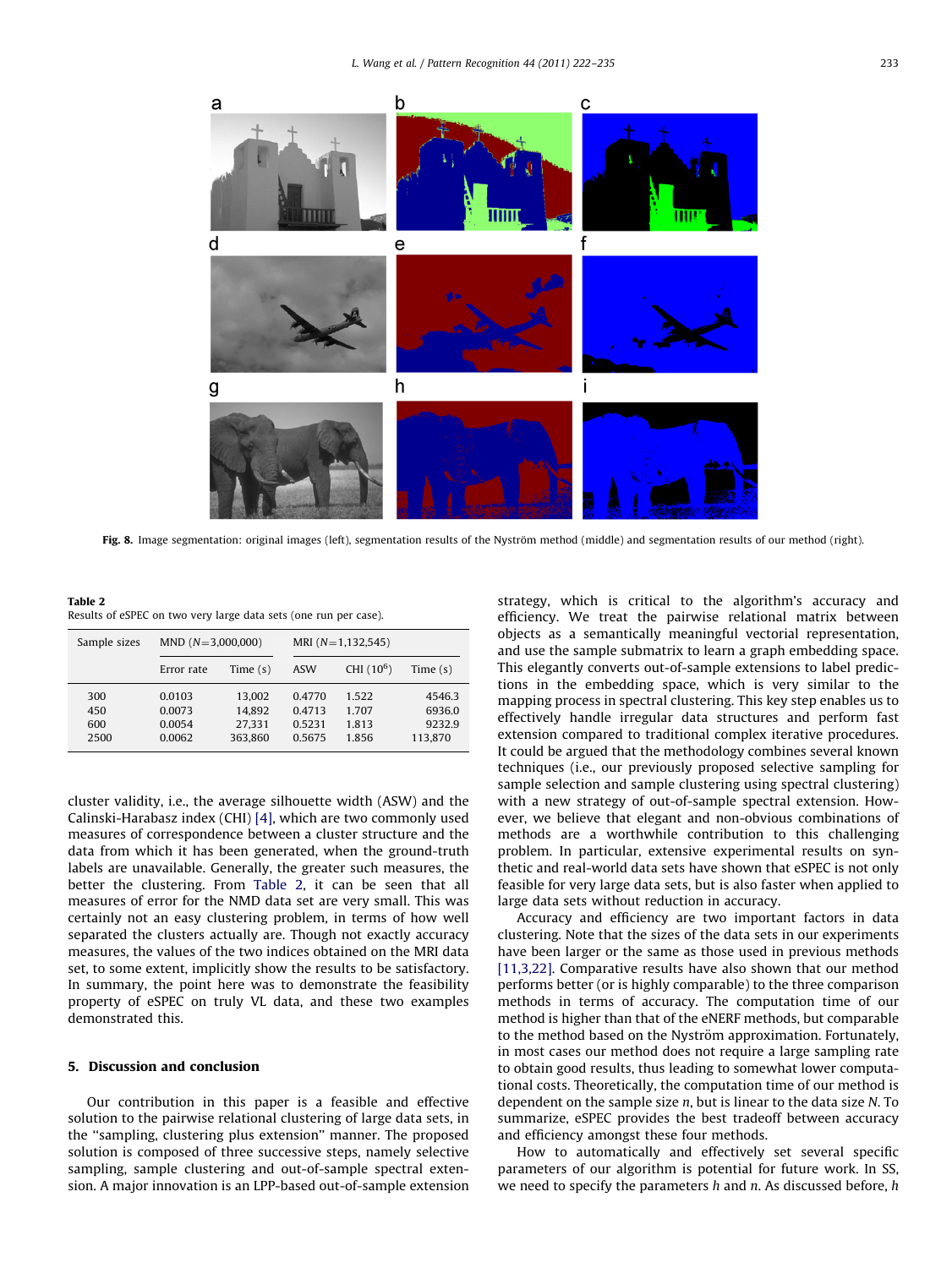a b c

d e f

g h i

**Fig. 8.** Image segmentation: original images (left), segmentation results of the Nyström method (middle) and segmentation results of our method (right).

**Table 2**
Results of eSPEC on two very large data sets (one run per case).

| Sample sizes | MND ($N$=3,000,000) | | MRI ($N$=1,132,545) | | |
|---|---|---|---|---|---|
| | Error rate | Time (s) | ASW | CHI ($10^6$) | Time (s) |
| 300 | 0.0103 | 13,002 | 0.4770 | 1.522 | 4546.3 |
| 450 | 0.0073 | 14,892 | 0.4713 | 1.707 | 6936.0 |
| 600 | 0.0054 | 27,331 | 0.5231 | 1.813 | 9232.9 |
| 2500 | 0.0062 | 363,860 | 0.5675 | 1.856 | 113,870 |

cluster validity, i.e., the average silhouette width (ASW) and the Calinski-Harabasz index (CHI) [4], which are two commonly used measures of correspondence between a cluster structure and the data from which it has been generated, when the ground-truth labels are unavailable. Generally, the greater such measures, the better the clustering. From Table 2, it can be seen that all measures of error for the NMD data set are very small. This was certainly not an easy clustering problem, in terms of how well separated the clusters actually are. Though not exactly accuracy measures, the values of the two indices obtained on the MRI data set, to some extent, implicitly show the results to be satisfactory. In summary, the point here was to demonstrate the feasibility property of eSPEC on truly VL data, and these two examples demonstrated this.

## 5. Discussion and conclusion

Our contribution in this paper is a feasible and effective solution to the pairwise relational clustering of large data sets, in the ''sampling, clustering plus extension'' manner. The proposed solution is composed of three successive steps, namely selective sampling, sample clustering and out-of-sample spectral extension. A major innovation is an LPP-based out-of-sample extension strategy, which is critical to the algorithm's accuracy and efficiency. We treat the pairwise relational matrix between objects as a semantically meaningful vectorial representation, and use the sample submatrix to learn a graph embedding space. This elegantly converts out-of-sample extensions to label predictions in the embedding space, which is very similar to the mapping process in spectral clustering. This key step enables us to effectively handle irregular data structures and perform fast extension compared to traditional complex iterative procedures. It could be argued that the methodology combines several known techniques (i.e., our previously proposed selective sampling for sample selection and sample clustering using spectral clustering) with a new strategy of out-of-sample spectral extension. However, we believe that elegant and non-obvious combinations of methods are a worthwhile contribution to this challenging problem. In particular, extensive experimental results on synthetic and real-world data sets have shown that eSPEC is not only feasible for very large data sets, but is also faster when applied to large data sets without reduction in accuracy.

Accuracy and efficiency are two important factors in data clustering. Note that the sizes of the data sets in our experiments have been larger or the same as those used in previous methods [11,3,22]. Comparative results have also shown that our method performs better (or is highly comparable) to the three comparison methods in terms of accuracy. The computation time of our method is higher than that of the eNERF methods, but comparable to the method based on the Nyström approximation. Fortunately, in most cases our method does not require a large sampling rate to obtain good results, thus leading to somewhat lower computational costs. Theoretically, the computation time of our method is dependent on the sample size $n$, but is linear to the data size $N$. To summarize, eSPEC provides the best tradeoff between accuracy and efficiency amongst these four methods.

How to automatically and effectively set several specific parameters of our algorithm is potential for future work. In SS, we need to specify the parameters $h$ and $n$. As discussed before, $h$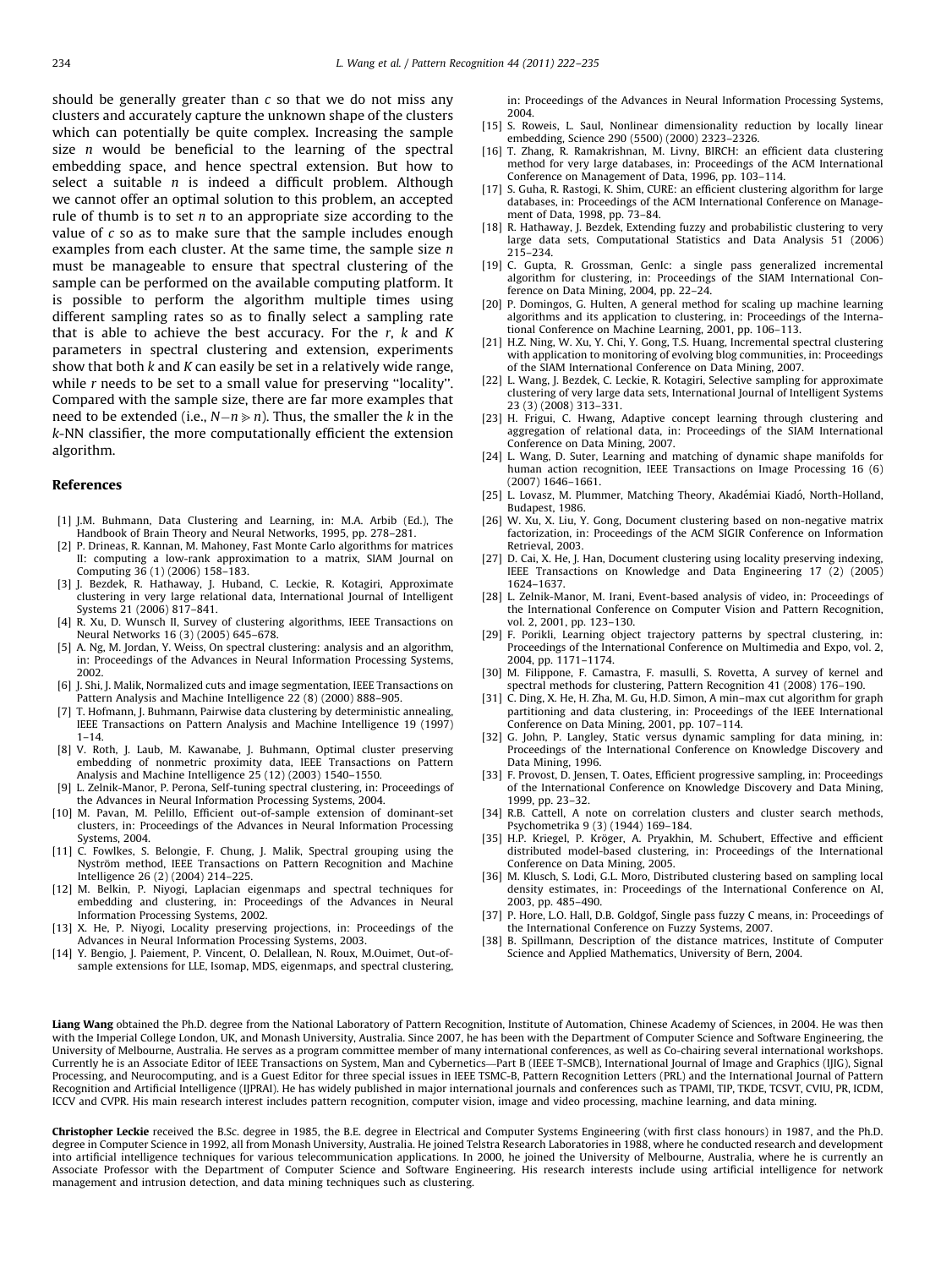should be generally greater than $c$ so that we do not miss any clusters and accurately capture the unknown shape of the clusters which can potentially be quite complex. Increasing the sample size $n$ would be beneficial to the learning of the spectral embedding space, and hence spectral extension. But how to select a suitable $n$ is indeed a difficult problem. Although we cannot offer an optimal solution to this problem, an accepted rule of thumb is to set $n$ to an appropriate size according to the value of $c$ so as to make sure that the sample includes enough examples from each cluster. At the same time, the sample size $n$ must be manageable to ensure that spectral clustering of the sample can be performed on the available computing platform. It is possible to perform the algorithm multiple times using different sampling rates so as to finally select a sampling rate that is able to achieve the best accuracy. For the $r$, $k$ and $K$ parameters in spectral clustering and extension, experiments show that both $k$ and $K$ can easily be set in a relatively wide range, while $r$ needs to be set to a small value for preserving ''locality''. Compared with the sample size, there are far more examples that need to be extended (i.e., $N-n \gg n$). Thus, the smaller the $k$ in the $k$-NN classifier, the more computationally efficient the extension algorithm.

## References

[1] J.M. Buhmann, Data Clustering and Learning, in: M.A. Arbib (Ed.), The Handbook of Brain Theory and Neural Networks, 1995, pp. 278–281.

[2] P. Drineas, R. Kannan, M. Mahoney, Fast Monte Carlo algorithms for matrices II: computing a low-rank approximation to a matrix, SIAM Journal on Computing 36 (1) (2006) 158–183.

[3] J. Bezdek, R. Hathaway, J. Huband, C. Leckie, R. Kotagiri, Approximate clustering in very large relational data, International Journal of Intelligent Systems 21 (2006) 817–841.

[4] R. Xu, D. Wunsch II, Survey of clustering algorithms, IEEE Transactions on Neural Networks 16 (3) (2005) 645–678.

[5] A. Ng, M. Jordan, Y. Weiss, On spectral clustering: analysis and an algorithm, in: Proceedings of the Advances in Neural Information Processing Systems, 2002.

[6] J. Shi, J. Malik, Normalized cuts and image segmentation, IEEE Transactions on Pattern Analysis and Machine Intelligence 22 (8) (2000) 888–905.

[7] T. Hofmann, J. Buhmann, Pairwise data clustering by deterministic annealing, IEEE Transactions on Pattern Analysis and Machine Intelligence 19 (1997) 1–14.

[8] V. Roth, J. Laub, M. Kawanabe, J. Buhmann, Optimal cluster preserving embedding of nonmetric proximity data, IEEE Transactions on Pattern Analysis and Machine Intelligence 25 (12) (2003) 1540–1550.

[9] L. Zelnik-Manor, P. Perona, Self-tuning spectral clustering, in: Proceedings of the Advances in Neural Information Processing Systems, 2004.

[10] M. Pavan, M. Pelillo, Efficient out-of-sample extension of dominant-set clusters, in: Proceedings of the Advances in Neural Information Processing Systems, 2004.

[11] C. Fowlkes, S. Belongie, F. Chung, J. Malik, Spectral grouping using the Nyström method, IEEE Transactions on Pattern Recognition and Machine Intelligence 26 (2) (2004) 214–225.

[12] M. Belkin, P. Niyogi, Laplacian eigenmaps and spectral techniques for embedding and clustering, in: Proceedings of the Advances in Neural Information Processing Systems, 2002.

[13] X. He, P. Niyogi, Locality preserving projections, in: Proceedings of the Advances in Neural Information Processing Systems, 2003.

[14] Y. Bengio, J. Paiement, P. Vincent, O. Delallean, N. Roux, M.Ouimet, Out-of-sample extensions for LLE, Isomap, MDS, eigenmaps, and spectral clustering, in: Proceedings of the Advances in Neural Information Processing Systems, 2004.

[15] S. Roweis, L. Saul, Nonlinear dimensionality reduction by locally linear embedding, Science 290 (5500) (2000) 2323–2326.

[16] T. Zhang, R. Ramakrishnan, M. Livny, BIRCH: an efficient data clustering method for very large databases, in: Proceedings of the ACM International Conference on Management of Data, 1996, pp. 103–114.

[17] S. Guha, R. Rastogi, K. Shim, CURE: an efficient clustering algorithm for large databases, in: Proceedings of the ACM International Conference on Management of Data, 1998, pp. 73–84.

[18] R. Hathaway, J. Bezdek, Extending fuzzy and probabilistic clustering to very large data sets, Computational Statistics and Data Analysis 51 (2006) 215–234.

[19] C. Gupta, R. Grossman, GenIc: a single pass generalized incremental algorithm for clustering, in: Proceedings of the SIAM International Conference on Data Mining, 2004, pp. 22–24.

[20] P. Domingos, G. Hulten, A general method for scaling up machine learning algorithms and its application to clustering, in: Proceedings of the International Conference on Machine Learning, 2001, pp. 106–113.

[21] H.Z. Ning, W. Xu, Y. Chi, Y. Gong, T.S. Huang, Incremental spectral clustering with application to monitoring of evolving blog communities, in: Proceedings of the SIAM International Conference on Data Mining, 2007.

[22] L. Wang, J. Bezdek, C. Leckie, R. Kotagiri, Selective sampling for approximate clustering of very large data sets, International Journal of Intelligent Systems 23 (3) (2008) 313–331.

[23] H. Frigui, C. Hwang, Adaptive concept learning through clustering and aggregation of relational data, in: Proceedings of the SIAM International Conference on Data Mining, 2007.

[24] L. Wang, D. Suter, Learning and matching of dynamic shape manifolds for human action recognition, IEEE Transactions on Image Processing 16 (6) (2007) 1646–1661.

[25] L. Lovasz, M. Plummer, Matching Theory, Akadémiai Kiadó, North-Holland, Budapest, 1986.

[26] W. Xu, X. Liu, Y. Gong, Document clustering based on non-negative matrix factorization, in: Proceedings of the ACM SIGIR Conference on Information Retrieval, 2003.

[27] D. Cai, X. He, J. Han, Document clustering using locality preserving indexing, IEEE Transactions on Knowledge and Data Engineering 17 (2) (2005) 1624–1637.

[28] L. Zelnik-Manor, M. Irani, Event-based analysis of video, in: Proceedings of the International Conference on Computer Vision and Pattern Recognition, vol. 2, 2001, pp. 123–130.

[29] F. Porikli, Learning object trajectory patterns by spectral clustering, in: Proceedings of the International Conference on Multimedia and Expo, vol. 2, 2004, pp. 1171–1174.

[30] M. Filippone, F. Camastra, F. masulli, S. Rovetta, A survey of kernel and spectral methods for clustering, Pattern Recognition 41 (2008) 176–190.

[31] C. Ding, X. He, H. Zha, M. Gu, H.D. Simon, A min–max cut algorithm for graph partitioning and data clustering, in: Proceedings of the IEEE International Conference on Data Mining, 2001, pp. 107–114.

[32] G. John, P. Langley, Static versus dynamic sampling for data mining, in: Proceedings of the International Conference on Knowledge Discovery and Data Mining, 1996.

[33] F. Provost, D. Jensen, T. Oates, Efficient progressive sampling, in: Proceedings of the International Conference on Knowledge Discovery and Data Mining, 1999, pp. 23–32.

[34] R.B. Cattell, A note on correlation clusters and cluster search methods, Psychometrika 9 (3) (1944) 169–184.

[35] H.P. Kriegel, P. Kröger, A. Pryakhin, M. Schubert, Effective and efficient distributed model-based clustering, in: Proceedings of the International Conference on Data Mining, 2005.

[36] M. Klusch, S. Lodi, G.L. Moro, Distributed clustering based on sampling local density estimates, in: Proceedings of the International Conference on AI, 2003, pp. 485–490.

[37] P. Hore, L.O. Hall, D.B. Goldgof, Single pass fuzzy C means, in: Proceedings of the International Conference on Fuzzy Systems, 2007.

[38] B. Spillmann, Description of the distance matrices, Institute of Computer Science and Applied Mathematics, University of Bern, 2004.

**Liang Wang** obtained the Ph.D. degree from the National Laboratory of Pattern Recognition, Institute of Automation, Chinese Academy of Sciences, in 2004. He was then with the Imperial College London, UK, and Monash University, Australia. Since 2007, he has been with the Department of Computer Science and Software Engineering, the University of Melbourne, Australia. He serves as a program committee member of many international conferences, as well as Co-chairing several international workshops. Currently he is an Associate Editor of IEEE Transactions on System, Man and Cybernetics—Part B (IEEE T-SMCB), International Journal of Image and Graphics (IJIG), Signal Processing, and Neurocomputing, and is a Guest Editor for three special issues in IEEE TSMC-B, Pattern Recognition Letters (PRL) and the International Journal of Pattern Recognition and Artificial Intelligence (IJPRAI). He has widely published in major international journals and conferences such as TPAMI, TIP, TKDE, TCSVT, CVIU, PR, ICDM, ICCV and CVPR. His main research interest includes pattern recognition, computer vision, image and video processing, machine learning, and data mining.

**Christopher Leckie** received the B.Sc. degree in 1985, the B.E. degree in Electrical and Computer Systems Engineering (with first class honours) in 1987, and the Ph.D. degree in Computer Science in 1992, all from Monash University, Australia. He joined Telstra Research Laboratories in 1988, where he conducted research and development into artificial intelligence techniques for various telecommunication applications. In 2000, he joined the University of Melbourne, Australia, where he is currently an Associate Professor with the Department of Computer Science and Software Engineering. His research interests include using artificial intelligence for network management and intrusion detection, and data mining techniques such as clustering.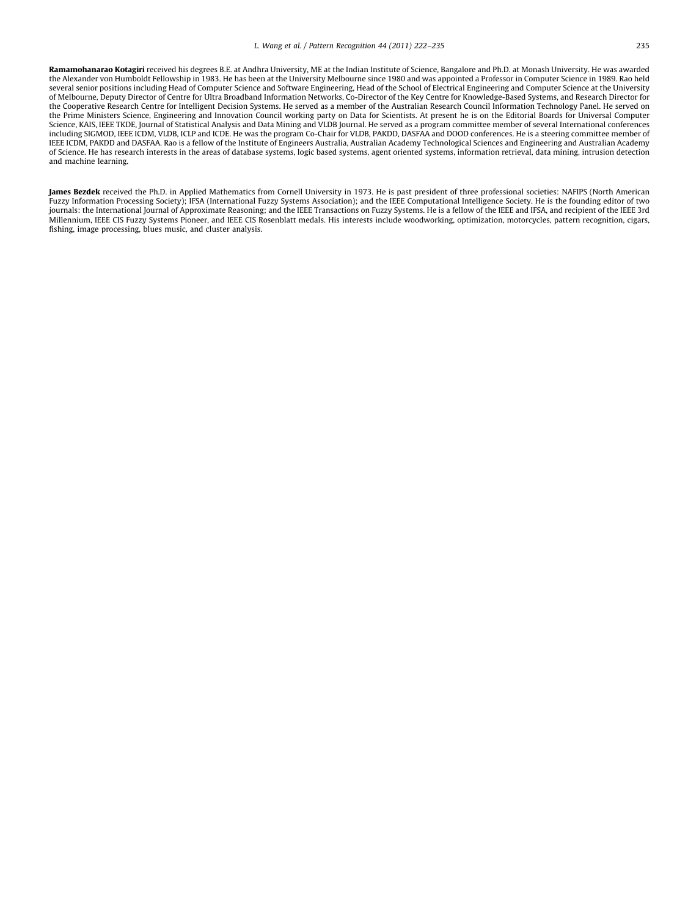**Ramamohanarao Kotagiri** received his degrees B.E. at Andhra University, ME at the Indian Institute of Science, Bangalore and Ph.D. at Monash University. He was awarded the Alexander von Humboldt Fellowship in 1983. He has been at the University Melbourne since 1980 and was appointed a Professor in Computer Science in 1989. Rao held several senior positions including Head of Computer Science and Software Engineering, Head of the School of Electrical Engineering and Computer Science at the University of Melbourne, Deputy Director of Centre for Ultra Broadband Information Networks, Co-Director of the Key Centre for Knowledge-Based Systems, and Research Director for the Cooperative Research Centre for Intelligent Decision Systems. He served as a member of the Australian Research Council Information Technology Panel. He served on the Prime Ministers Science, Engineering and Innovation Council working party on Data for Scientists. At present he is on the Editorial Boards for Universal Computer Science, KAIS, IEEE TKDE, Journal of Statistical Analysis and Data Mining and VLDB Journal. He served as a program committee member of several International conferences including SIGMOD, IEEE ICDM, VLDB, ICLP and ICDE. He was the program Co-Chair for VLDB, PAKDD, DASFAA and DOOD conferences. He is a steering committee member of IEEE ICDM, PAKDD and DASFAA. Rao is a fellow of the Institute of Engineers Australia, Australian Academy Technological Sciences and Engineering and Australian Academy of Science. He has research interests in the areas of database systems, logic based systems, agent oriented systems, information retrieval, data mining, intrusion detection and machine learning.

**James Bezdek** received the Ph.D. in Applied Mathematics from Cornell University in 1973. He is past president of three professional societies: NAFIPS (North American Fuzzy Information Processing Society); IFSA (International Fuzzy Systems Association); and the IEEE Computational Intelligence Society. He is the founding editor of two journals: the International Journal of Approximate Reasoning; and the IEEE Transactions on Fuzzy Systems. He is a fellow of the IEEE and IFSA, and recipient of the IEEE 3rd Millennium, IEEE CIS Fuzzy Systems Pioneer, and IEEE CIS Rosenblatt medals. His interests include woodworking, optimization, motorcycles, pattern recognition, cigars, fishing, image processing, blues music, and cluster analysis.